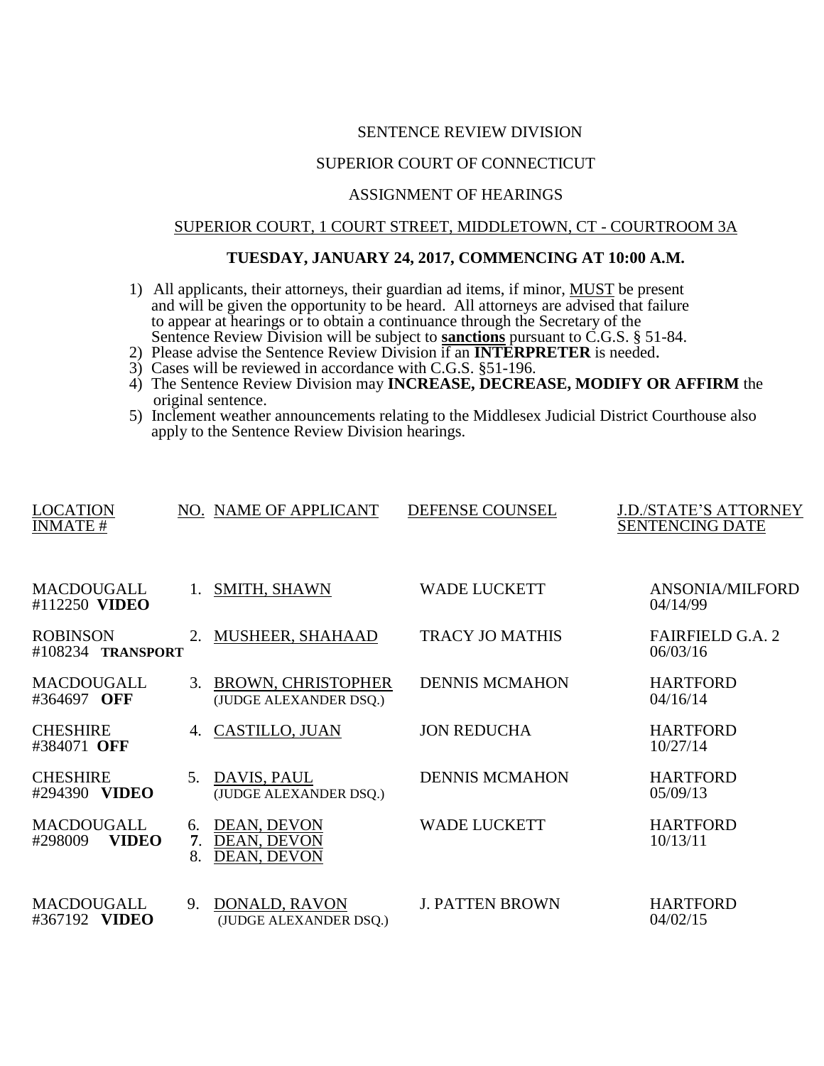SENTENCE REVIEW DIVISION

SUPERIOR COURT OF CONNECTICUT

ASSIGNMENT OF HEARINGS

SUPERIOR COURT, 1 COURT STREET, MIDDLETOWN, CT - COURTROOM 3A

**TUESDAY, JANUARY 24, 2017, COMMENCING AT 10:00 A.M.**

1) All applicants, their attorneys, their guardian ad items, if minor, MUST be present and will be given the opportunity to be heard. All attorneys are advised that failure to appear at hearings or to obtain a continuance through the Secretary of the Sentence Review Division will be subject to **sanctions** pursuant to C.G.S. § 51-84.
2) Please advise the Sentence Review Division if an **INTERPRETER** is needed.
3) Cases will be reviewed in accordance with C.G.S. §51-196.
4) The Sentence Review Division may **INCREASE, DECREASE, MODIFY OR AFFIRM** the original sentence.
5) Inclement weather announcements relating to the Middlesex Judicial District Courthouse also apply to the Sentence Review Division hearings.

| LOCATION INMATE # | NO. | NAME OF APPLICANT | DEFENSE COUNSEL | J.D./STATE'S ATTORNEY SENTENCING DATE |
|---|---|---|---|---|
| MACDOUGALL #112250 **VIDEO** | 1. | SMITH, SHAWN | WADE LUCKETT | ANSONIA/MILFORD 04/14/99 |
| ROBINSON #108234 **TRANSPORT** | 2. | MUSHEER, SHAHAAD | TRACY JO MATHIS | FAIRFIELD G.A. 2 06/03/16 |
| MACDOUGALL #364697 **OFF** | 3. | BROWN, CHRISTOPHER (JUDGE ALEXANDER DSQ.) | DENNIS MCMAHON | HARTFORD 04/16/14 |
| CHESHIRE #384071 **OFF** | 4. | CASTILLO, JUAN | JON REDUCHA | HARTFORD 10/27/14 |
| CHESHIRE #294390 **VIDEO** | 5. | DAVIS, PAUL (JUDGE ALEXANDER DSQ.) | DENNIS MCMAHON | HARTFORD 05/09/13 |
| MACDOUGALL #298009 **VIDEO** | 6. 7. 8. | DEAN, DEVON DEAN, DEVON DEAN, DEVON | WADE LUCKETT | HARTFORD 10/13/11 |
| MACDOUGALL #367192 **VIDEO** | 9. | DONALD, RAVON (JUDGE ALEXANDER DSQ.) | J. PATTEN BROWN | HARTFORD 04/02/15 |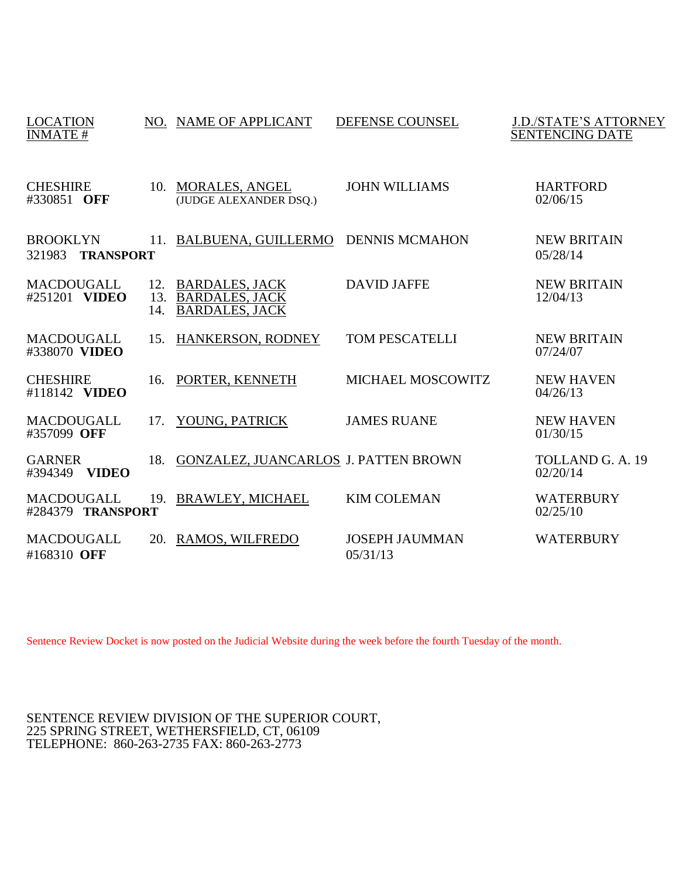| LOCATION INMATE # | NO. | NAME OF APPLICANT | DEFENSE COUNSEL | J.D./STATE'S ATTORNEY SENTENCING DATE |
|---|---|---|---|---|
| CHESHIRE #330851 **OFF** | 10. | MORALES, ANGEL (JUDGE ALEXANDER DSQ.) | JOHN WILLIAMS | HARTFORD 02/06/15 |
| BROOKLYN 321983 **TRANSPORT** | 11. | BALBUENA, GUILLERMO | DENNIS MCMAHON | NEW BRITAIN 05/28/14 |
| MACDOUGALL #251201 **VIDEO** | 12. 13. 14. | BARDALES, JACK BARDALES, JACK BARDALES, JACK | DAVID JAFFE | NEW BRITAIN 12/04/13 |
| MACDOUGALL #338070 **VIDEO** | 15. | HANKERSON, RODNEY | TOM PESCATELLI | NEW BRITAIN 07/24/07 |
| CHESHIRE #118142 **VIDEO** | 16. | PORTER, KENNETH | MICHAEL MOSCOWITZ | NEW HAVEN 04/26/13 |
| MACDOUGALL #357099 **OFF** | 17. | YOUNG, PATRICK | JAMES RUANE | NEW HAVEN 01/30/15 |
| GARNER #394349 **VIDEO** | 18. | GONZALEZ, JUANCARLOS | J. PATTEN BROWN | TOLLAND G. A. 19 02/20/14 |
| MACDOUGALL #284379 **TRANSPORT** | 19. | BRAWLEY, MICHAEL | KIM COLEMAN | WATERBURY 02/25/10 |
| MACDOUGALL #168310 **OFF** | 20. | RAMOS, WILFREDO | JOSEPH JAUMMAN 05/31/13 | WATERBURY |

Sentence Review Docket is now posted on the Judicial Website during the week before the fourth Tuesday of the month.

SENTENCE REVIEW DIVISION OF THE SUPERIOR COURT,
225 SPRING STREET, WETHERSFIELD, CT, 06109
TELEPHONE: 860-263-2735 FAX: 860-263-2773